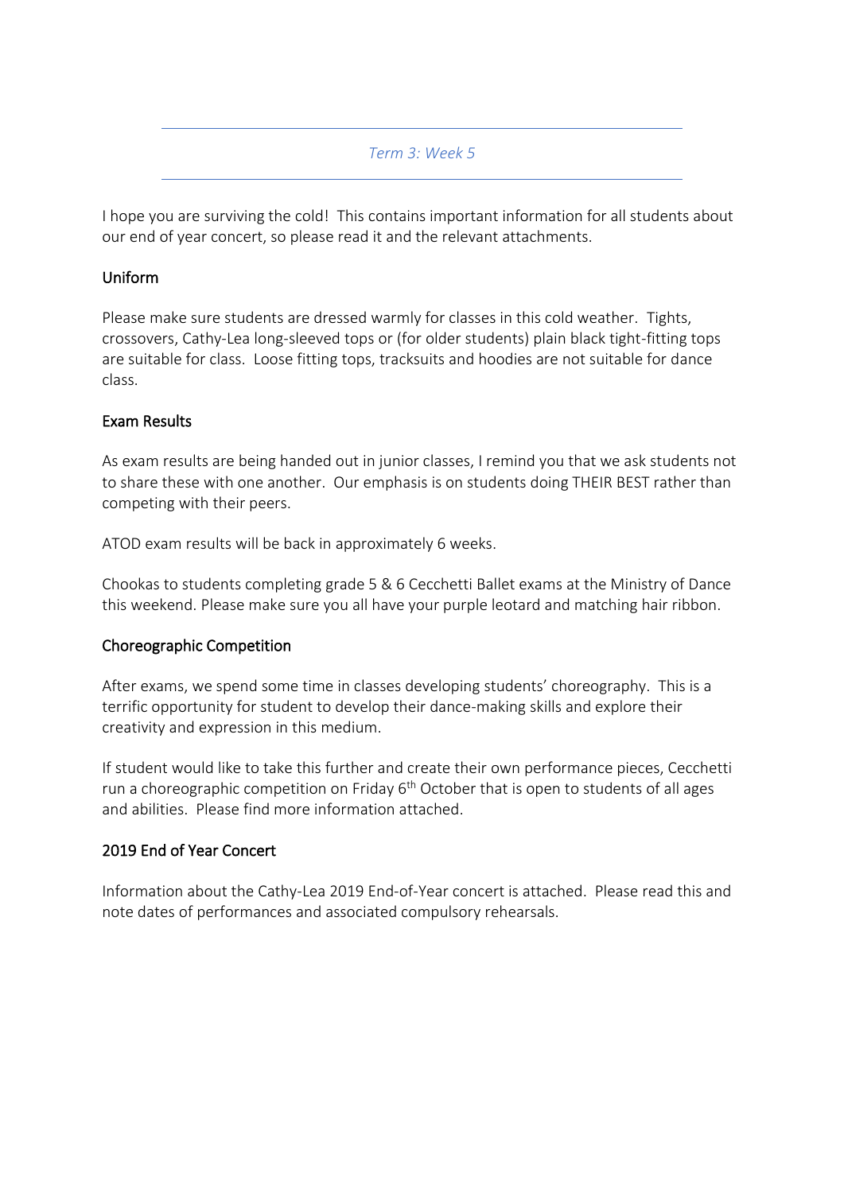*Term 3: Week 5*

I hope you are surviving the cold! This contains important information for all students about our end of year concert, so please read it and the relevant attachments.

## Uniform

Please make sure students are dressed warmly for classes in this cold weather. Tights, crossovers, Cathy-Lea long-sleeved tops or (for older students) plain black tight-fitting tops are suitable for class. Loose fitting tops, tracksuits and hoodies are not suitable for dance class.

## Exam Results

As exam results are being handed out in junior classes, I remind you that we ask students not to share these with one another. Our emphasis is on students doing THEIR BEST rather than competing with their peers.

ATOD exam results will be back in approximately 6 weeks.

Chookas to students completing grade 5 & 6 Cecchetti Ballet exams at the Ministry of Dance this weekend. Please make sure you all have your purple leotard and matching hair ribbon.

## Choreographic Competition

After exams, we spend some time in classes developing students' choreography. This is a terrific opportunity for student to develop their dance-making skills and explore their creativity and expression in this medium.

If student would like to take this further and create their own performance pieces, Cecchetti run a choreographic competition on Friday 6th October that is open to students of all ages and abilities. Please find more information attached.

## 2019 End of Year Concert

Information about the Cathy-Lea 2019 End-of-Year concert is attached. Please read this and note dates of performances and associated compulsory rehearsals.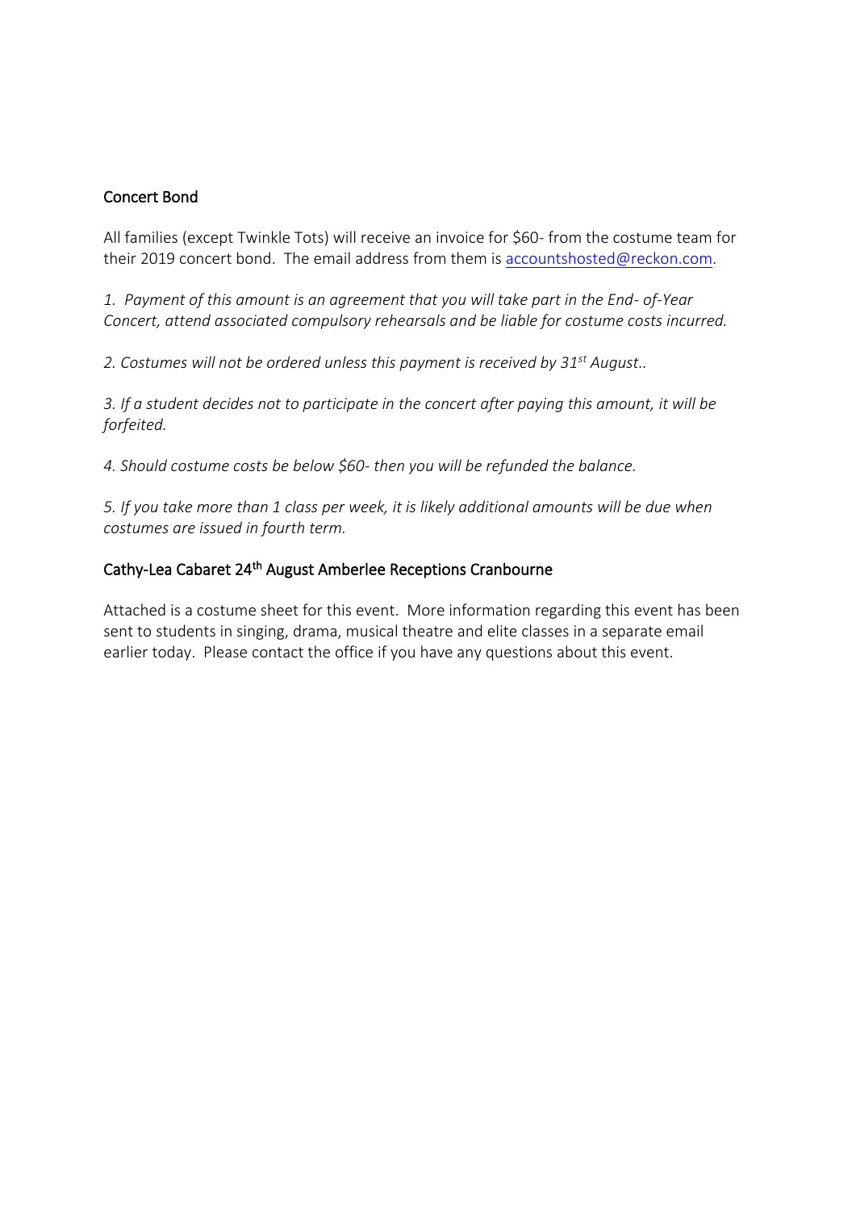## Concert Bond

All families (except Twinkle Tots) will receive an invoice for $60- from the costume team for their 2019 concert bond. The email address from them is accountshosted@reckon.com.

*1. Payment of this amount is an agreement that you will take part in the End- of-Year Concert, attend associated compulsory rehearsals and be liable for costume costs incurred.*

*2. Costumes will not be ordered unless this payment is received by 31st August..*

*3. If a student decides not to participate in the concert after paying this amount, it will be forfeited.*

*4. Should costume costs be below $60- then you will be refunded the balance.*

*5. If you take more than 1 class per week, it is likely additional amounts will be due when costumes are issued in fourth term.*

## Cathy-Lea Cabaret 24th August Amberlee Receptions Cranbourne

Attached is a costume sheet for this event. More information regarding this event has been sent to students in singing, drama, musical theatre and elite classes in a separate email earlier today. Please contact the office if you have any questions about this event.